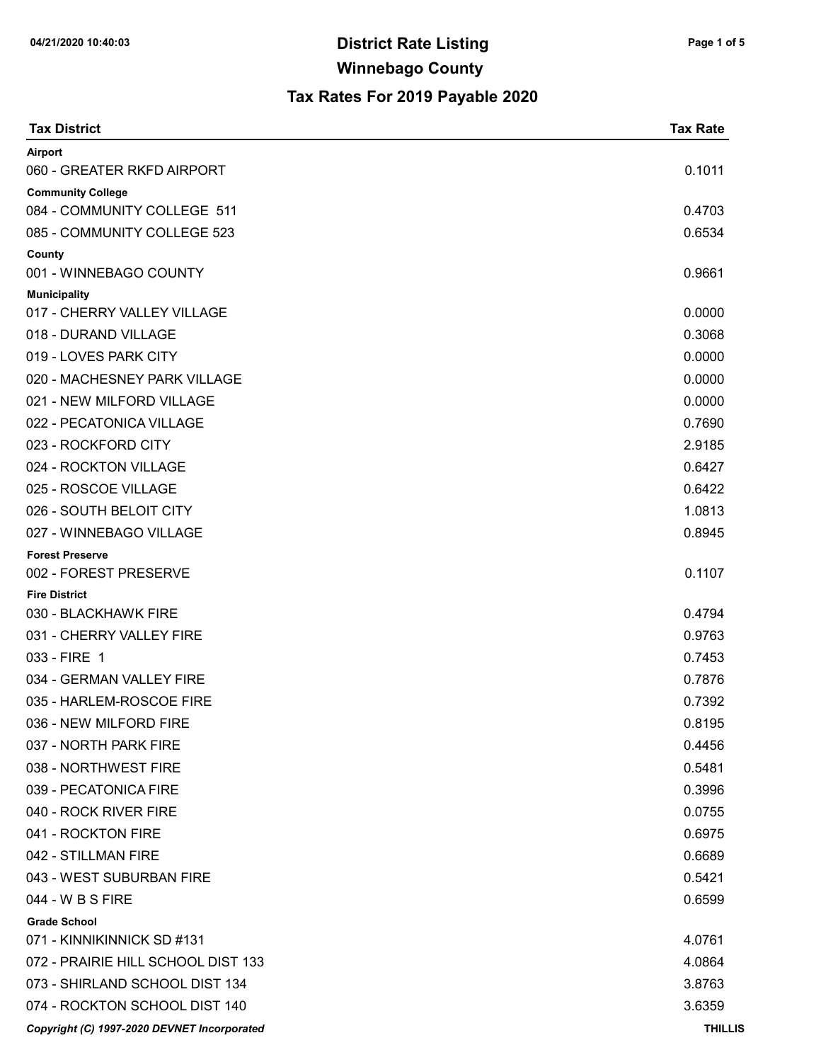# District Rate Listing

## Winnebago County

### Tax Rates For 2019 Payable 2020

| Tax District | Tax Rate |
|---|---|
| **Airport** | |
| 060 - GREATER RKFD AIRPORT | 0.1011 |
| **Community College** | |
| 084 - COMMUNITY COLLEGE 511 | 0.4703 |
| 085 - COMMUNITY COLLEGE 523 | 0.6534 |
| **County** | |
| 001 - WINNEBAGO COUNTY | 0.9661 |
| **Municipality** | |
| 017 - CHERRY VALLEY VILLAGE | 0.0000 |
| 018 - DURAND VILLAGE | 0.3068 |
| 019 - LOVES PARK CITY | 0.0000 |
| 020 - MACHESNEY PARK VILLAGE | 0.0000 |
| 021 - NEW MILFORD VILLAGE | 0.0000 |
| 022 - PECATONICA VILLAGE | 0.7690 |
| 023 - ROCKFORD CITY | 2.9185 |
| 024 - ROCKTON VILLAGE | 0.6427 |
| 025 - ROSCOE VILLAGE | 0.6422 |
| 026 - SOUTH BELOIT CITY | 1.0813 |
| 027 - WINNEBAGO VILLAGE | 0.8945 |
| **Forest Preserve** | |
| 002 - FOREST PRESERVE | 0.1107 |
| **Fire District** | |
| 030 - BLACKHAWK FIRE | 0.4794 |
| 031 - CHERRY VALLEY FIRE | 0.9763 |
| 033 - FIRE 1 | 0.7453 |
| 034 - GERMAN VALLEY FIRE | 0.7876 |
| 035 - HARLEM-ROSCOE FIRE | 0.7392 |
| 036 - NEW MILFORD FIRE | 0.8195 |
| 037 - NORTH PARK FIRE | 0.4456 |
| 038 - NORTHWEST FIRE | 0.5481 |
| 039 - PECATONICA FIRE | 0.3996 |
| 040 - ROCK RIVER FIRE | 0.0755 |
| 041 - ROCKTON FIRE | 0.6975 |
| 042 - STILLMAN FIRE | 0.6689 |
| 043 - WEST SUBURBAN FIRE | 0.5421 |
| 044 - W B S FIRE | 0.6599 |
| **Grade School** | |
| 071 - KINNIKINNICK SD #131 | 4.0761 |
| 072 - PRAIRIE HILL SCHOOL DIST 133 | 4.0864 |
| 073 - SHIRLAND SCHOOL DIST 134 | 3.8763 |
| 074 - ROCKTON SCHOOL DIST 140 | 3.6359 |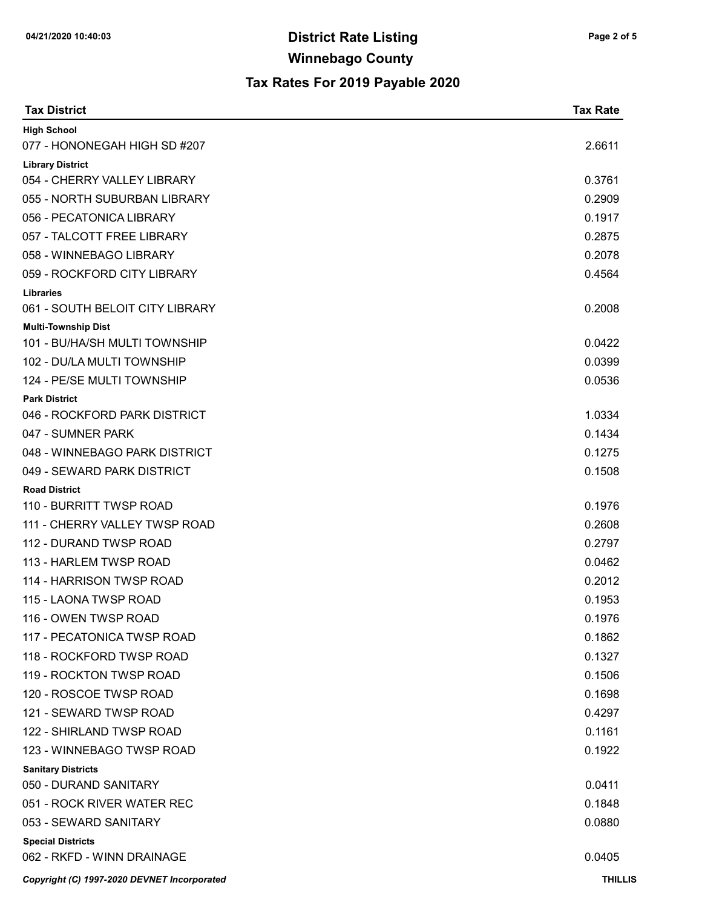# District Rate Listing

## Winnebago County

### Tax Rates For 2019 Payable 2020

| Tax District | Tax Rate |
| --- | --- |
| **High School** | |
| 077 - HONONEGAH HIGH SD #207 | 2.6611 |
| **Library District** | |
| 054 - CHERRY VALLEY LIBRARY | 0.3761 |
| 055 - NORTH SUBURBAN LIBRARY | 0.2909 |
| 056 - PECATONICA LIBRARY | 0.1917 |
| 057 - TALCOTT FREE LIBRARY | 0.2875 |
| 058 - WINNEBAGO LIBRARY | 0.2078 |
| 059 - ROCKFORD CITY LIBRARY | 0.4564 |
| **Libraries** | |
| 061 - SOUTH BELOIT CITY LIBRARY | 0.2008 |
| **Multi-Township Dist** | |
| 101 - BU/HA/SH MULTI TOWNSHIP | 0.0422 |
| 102 - DU/LA MULTI TOWNSHIP | 0.0399 |
| 124 - PE/SE MULTI TOWNSHIP | 0.0536 |
| **Park District** | |
| 046 - ROCKFORD PARK DISTRICT | 1.0334 |
| 047 - SUMNER PARK | 0.1434 |
| 048 - WINNEBAGO PARK DISTRICT | 0.1275 |
| 049 - SEWARD PARK DISTRICT | 0.1508 |
| **Road District** | |
| 110 - BURRITT TWSP ROAD | 0.1976 |
| 111 - CHERRY VALLEY TWSP ROAD | 0.2608 |
| 112 - DURAND TWSP ROAD | 0.2797 |
| 113 - HARLEM TWSP ROAD | 0.0462 |
| 114 - HARRISON TWSP ROAD | 0.2012 |
| 115 - LAONA TWSP ROAD | 0.1953 |
| 116 - OWEN TWSP ROAD | 0.1976 |
| 117 - PECATONICA TWSP ROAD | 0.1862 |
| 118 - ROCKFORD TWSP ROAD | 0.1327 |
| 119 - ROCKTON TWSP ROAD | 0.1506 |
| 120 - ROSCOE TWSP ROAD | 0.1698 |
| 121 - SEWARD TWSP ROAD | 0.4297 |
| 122 - SHIRLAND TWSP ROAD | 0.1161 |
| 123 - WINNEBAGO TWSP ROAD | 0.1922 |
| **Sanitary Districts** | |
| 050 - DURAND SANITARY | 0.0411 |
| 051 - ROCK RIVER WATER REC | 0.1848 |
| 053 - SEWARD SANITARY | 0.0880 |
| **Special Districts** | |
| 062 - RKFD - WINN DRAINAGE | 0.0405 |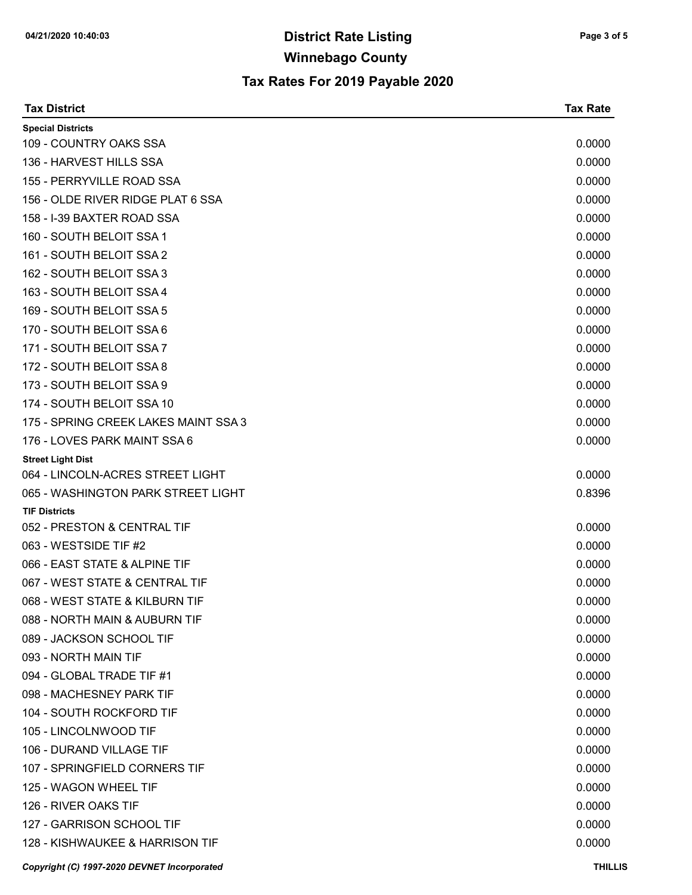# District Rate Listing

## Winnebago County

### Tax Rates For 2019 Payable 2020

| Tax District | Tax Rate |
|---|---|
| **Special Districts** | |
| 109 - COUNTRY OAKS SSA | 0.0000 |
| 136 - HARVEST HILLS SSA | 0.0000 |
| 155 - PERRYVILLE ROAD SSA | 0.0000 |
| 156 - OLDE RIVER RIDGE PLAT 6 SSA | 0.0000 |
| 158 - I-39 BAXTER ROAD SSA | 0.0000 |
| 160 - SOUTH BELOIT SSA 1 | 0.0000 |
| 161 - SOUTH BELOIT SSA 2 | 0.0000 |
| 162 - SOUTH BELOIT SSA 3 | 0.0000 |
| 163 - SOUTH BELOIT SSA 4 | 0.0000 |
| 169 - SOUTH BELOIT SSA 5 | 0.0000 |
| 170 - SOUTH BELOIT SSA 6 | 0.0000 |
| 171 - SOUTH BELOIT SSA 7 | 0.0000 |
| 172 - SOUTH BELOIT SSA 8 | 0.0000 |
| 173 - SOUTH BELOIT SSA 9 | 0.0000 |
| 174 - SOUTH BELOIT SSA 10 | 0.0000 |
| 175 - SPRING CREEK LAKES MAINT SSA 3 | 0.0000 |
| 176 - LOVES PARK MAINT SSA 6 | 0.0000 |
| **Street Light Dist** | |
| 064 - LINCOLN-ACRES STREET LIGHT | 0.0000 |
| 065 - WASHINGTON PARK STREET LIGHT | 0.8396 |
| **TIF Districts** | |
| 052 - PRESTON & CENTRAL TIF | 0.0000 |
| 063 - WESTSIDE TIF #2 | 0.0000 |
| 066 - EAST STATE & ALPINE TIF | 0.0000 |
| 067 - WEST STATE & CENTRAL TIF | 0.0000 |
| 068 - WEST STATE & KILBURN TIF | 0.0000 |
| 088 - NORTH MAIN & AUBURN TIF | 0.0000 |
| 089 - JACKSON SCHOOL TIF | 0.0000 |
| 093 - NORTH MAIN TIF | 0.0000 |
| 094 - GLOBAL TRADE TIF #1 | 0.0000 |
| 098 - MACHESNEY PARK TIF | 0.0000 |
| 104 - SOUTH ROCKFORD TIF | 0.0000 |
| 105 - LINCOLNWOOD TIF | 0.0000 |
| 106 - DURAND VILLAGE TIF | 0.0000 |
| 107 - SPRINGFIELD CORNERS TIF | 0.0000 |
| 125 - WAGON WHEEL TIF | 0.0000 |
| 126 - RIVER OAKS TIF | 0.0000 |
| 127 - GARRISON SCHOOL TIF | 0.0000 |
| 128 - KISHWAUKEE & HARRISON TIF | 0.0000 |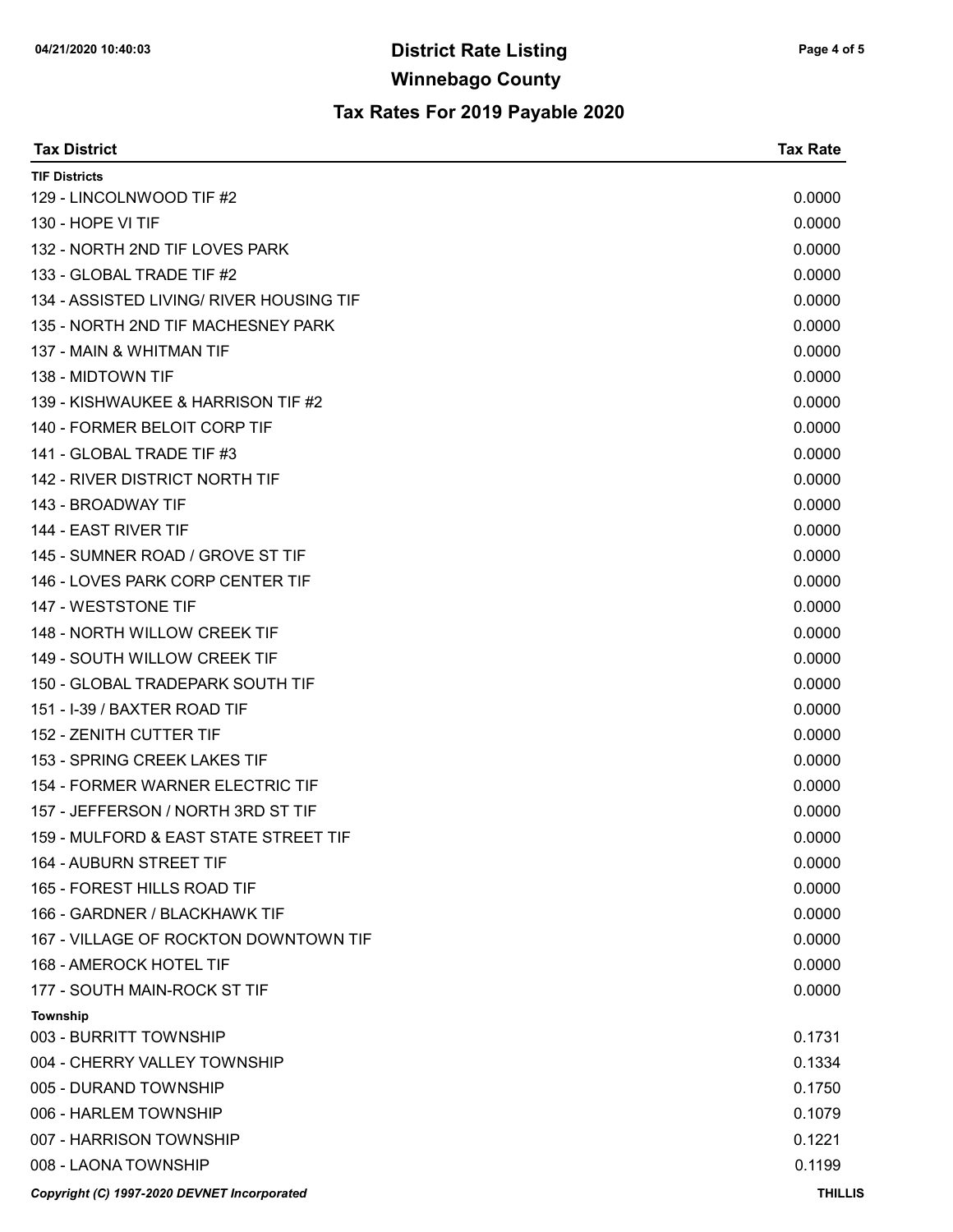# District Rate Listing

## Winnebago County

## Tax Rates For 2019 Payable 2020

| Tax District | Tax Rate |
|---|---|
| **TIF Districts** | |
| 129 - LINCOLNWOOD TIF #2 | 0.0000 |
| 130 - HOPE VI TIF | 0.0000 |
| 132 - NORTH 2ND TIF LOVES PARK | 0.0000 |
| 133 - GLOBAL TRADE TIF #2 | 0.0000 |
| 134 - ASSISTED LIVING/ RIVER HOUSING TIF | 0.0000 |
| 135 - NORTH 2ND TIF MACHESNEY PARK | 0.0000 |
| 137 - MAIN & WHITMAN TIF | 0.0000 |
| 138 - MIDTOWN TIF | 0.0000 |
| 139 - KISHWAUKEE & HARRISON TIF #2 | 0.0000 |
| 140 - FORMER BELOIT CORP TIF | 0.0000 |
| 141 - GLOBAL TRADE TIF #3 | 0.0000 |
| 142 - RIVER DISTRICT NORTH TIF | 0.0000 |
| 143 - BROADWAY TIF | 0.0000 |
| 144 - EAST RIVER TIF | 0.0000 |
| 145 - SUMNER ROAD / GROVE ST TIF | 0.0000 |
| 146 - LOVES PARK CORP CENTER TIF | 0.0000 |
| 147 - WESTSTONE TIF | 0.0000 |
| 148 - NORTH WILLOW CREEK TIF | 0.0000 |
| 149 - SOUTH WILLOW CREEK TIF | 0.0000 |
| 150 - GLOBAL TRADEPARK SOUTH TIF | 0.0000 |
| 151 - I-39 / BAXTER ROAD TIF | 0.0000 |
| 152 - ZENITH CUTTER TIF | 0.0000 |
| 153 - SPRING CREEK LAKES TIF | 0.0000 |
| 154 - FORMER WARNER ELECTRIC TIF | 0.0000 |
| 157 - JEFFERSON / NORTH 3RD ST TIF | 0.0000 |
| 159 - MULFORD & EAST STATE STREET TIF | 0.0000 |
| 164 - AUBURN STREET TIF | 0.0000 |
| 165 - FOREST HILLS ROAD TIF | 0.0000 |
| 166 - GARDNER / BLACKHAWK TIF | 0.0000 |
| 167 - VILLAGE OF ROCKTON DOWNTOWN TIF | 0.0000 |
| 168 - AMEROCK HOTEL TIF | 0.0000 |
| 177 - SOUTH MAIN-ROCK ST TIF | 0.0000 |
| **Township** | |
| 003 - BURRITT TOWNSHIP | 0.1731 |
| 004 - CHERRY VALLEY TOWNSHIP | 0.1334 |
| 005 - DURAND TOWNSHIP | 0.1750 |
| 006 - HARLEM TOWNSHIP | 0.1079 |
| 007 - HARRISON TOWNSHIP | 0.1221 |
| 008 - LAONA TOWNSHIP | 0.1199 |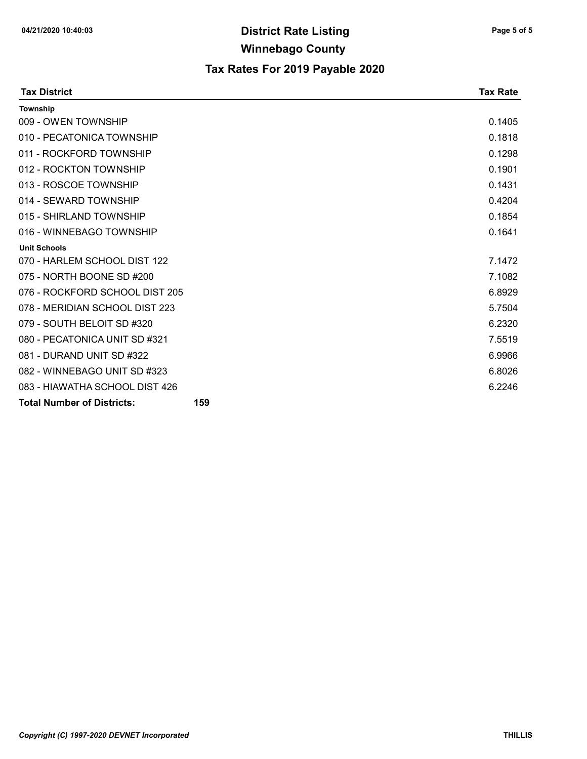# District Rate Listing

## Winnebago County

### Tax Rates For 2019 Payable 2020

| Tax District | Tax Rate |
|---|---|
| **Township** | |
| 009 - OWEN TOWNSHIP | 0.1405 |
| 010 - PECATONICA TOWNSHIP | 0.1818 |
| 011 - ROCKFORD TOWNSHIP | 0.1298 |
| 012 - ROCKTON TOWNSHIP | 0.1901 |
| 013 - ROSCOE TOWNSHIP | 0.1431 |
| 014 - SEWARD TOWNSHIP | 0.4204 |
| 015 - SHIRLAND TOWNSHIP | 0.1854 |
| 016 - WINNEBAGO TOWNSHIP | 0.1641 |
| **Unit Schools** | |
| 070 - HARLEM SCHOOL DIST 122 | 7.1472 |
| 075 - NORTH BOONE SD #200 | 7.1082 |
| 076 - ROCKFORD SCHOOL DIST 205 | 6.8929 |
| 078 - MERIDIAN SCHOOL DIST 223 | 5.7504 |
| 079 - SOUTH BELOIT SD #320 | 6.2320 |
| 080 - PECATONICA UNIT SD #321 | 7.5519 |
| 081 - DURAND UNIT SD #322 | 6.9966 |
| 082 - WINNEBAGO UNIT SD #323 | 6.8026 |
| 083 - HIAWATHA SCHOOL DIST 426 | 6.2246 |

**Total Number of Districts:** 159